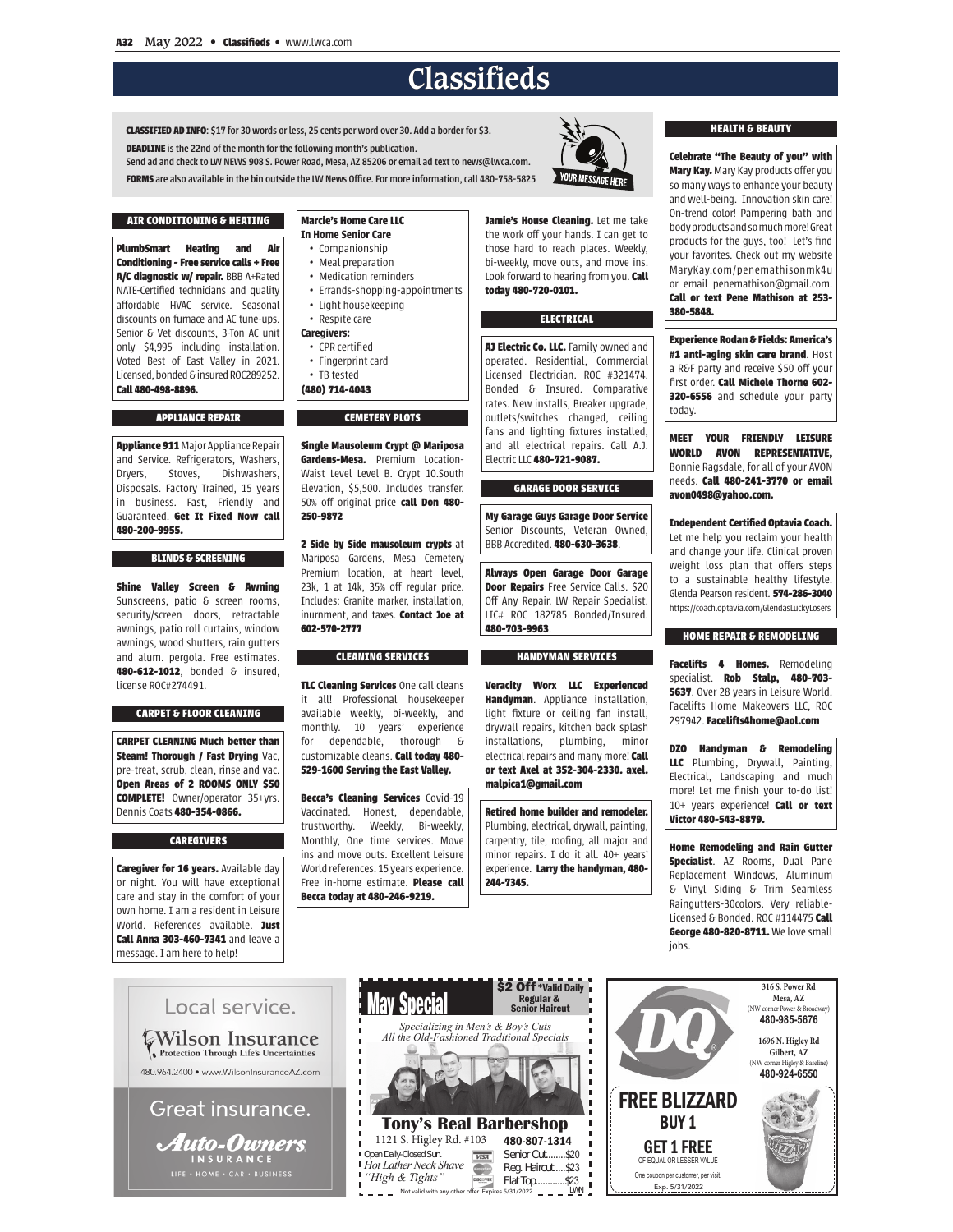# Classifieds

**CLASSIFIED AD INFO**: $17 for 30 words or less, 25 cents per word over 30. Add a border for $3.

**DEADLINE** is the 22nd of the month for the following month's publication.

Send ad and check to LW NEWS 908 S. Power Road, Mesa, AZ 85206 or email ad text to news@lwca.com.

**FORMS** are also available in the bin outside the LW News Office. For more information, call 480-758-5825

YOUR MESSAGE HERE

## AIR CONDITIONING & HEATING

**PlumbSmart Heating and Air Conditioning - Free service calls + Free A/C diagnostic w/ repair.** BBB A+Rated NATE-Certified technicians and quality affordable HVAC service. Seasonal discounts on furnace and AC tune-ups. Senior & Vet discounts, 3-Ton AC unit only $4,995 including installation. Voted Best of East Valley in 2021. Licensed, bonded & insured ROC289252. **Call 480-498-8896.**

## APPLIANCE REPAIR

**Appliance 911** Major Appliance Repair and Service. Refrigerators, Washers, Dryers, Stoves, Dishwashers, Disposals. Factory Trained, 15 years in business. Fast, Friendly and Guaranteed. **Get It Fixed Now call 480-200-9955.**

## BLINDS & SCREENING

**Shine Valley Screen & Awning** Sunscreens, patio & screen rooms, security/screen doors, retractable awnings, patio roll curtains, window awnings, wood shutters, rain gutters and alum. pergola. Free estimates. **480-612-1012**, bonded & insured, license ROC#274491.

## CARPET & FLOOR CLEANING

**CARPET CLEANING Much better than Steam! Thorough / Fast Drying** Vac, pre-treat, scrub, clean, rinse and vac. **Open Areas of 2 ROOMS ONLY $50 COMPLETE!** Owner/operator 35+yrs. Dennis Coats **480-354-0866.**

## CAREGIVERS

**Caregiver for 16 years.** Available day or night. You will have exceptional care and stay in the comfort of your own home. I am a resident in Leisure World. References available. **Just Call Anna 303-460-7341** and leave a message. I am here to help!

**Marcie's Home Care LLC**
**In Home Senior Care**

- Companionship
- Meal preparation
- Medication reminders
- Errands-shopping-appointments
- Light housekeeping
- Respite care

**Caregivers:**

- CPR certified
- Fingerprint card
- TB tested

**(480) 714-4043**

## CEMETERY PLOTS

**Single Mausoleum Crypt @ Mariposa Gardens-Mesa.** Premium Location-Waist Level Level B. Crypt 10.South Elevation, $5,500. Includes transfer. 50% off original price **call Don 480-250-9872**

**2 Side by Side mausoleum crypts** at Mariposa Gardens, Mesa Cemetery Premium location, at heart level, 23k, 1 at 14k, 35% off regular price. Includes: Granite marker, installation, inurnment, and taxes. **Contact Joe at 602-570-2777**

## CLEANING SERVICES

**TLC Cleaning Services** One call cleans it all! Professional housekeeper available weekly, bi-weekly, and monthly. 10 years' experience for dependable, thorough & customizable cleans. **Call today 480-529-1600 Serving the East Valley.**

**Becca's Cleaning Services** Covid-19 Vaccinated. Honest, dependable, trustworthy. Weekly, Bi-weekly, Monthly, One time services. Move ins and move outs. Excellent Leisure World references. 15 years experience. Free in-home estimate. **Please call Becca today at 480-246-9219.**

**Jamie's House Cleaning.** Let me take the work off your hands. I can get to those hard to reach places. Weekly, bi-weekly, move outs, and move ins. Look forward to hearing from you. **Call today 480-720-0101.**

## ELECTRICAL

**AJ Electric Co. LLC.** Family owned and operated. Residential, Commercial Licensed Electrician. ROC #321474. Bonded & Insured. Comparative rates. New installs, Breaker upgrade, outlets/switches changed, ceiling fans and lighting fixtures installed, and all electrical repairs. Call A.J. Electric LLC **480-721-9087.**

## GARAGE DOOR SERVICE

**My Garage Guys Garage Door Service** Senior Discounts, Veteran Owned, BBB Accredited. **480-630-3638**.

**Always Open Garage Door Garage Door Repairs** Free Service Calls. $20 Off Any Repair. LW Repair Specialist. LIC# ROC 182785 Bonded/Insured. **480-703-9963**.

## HANDYMAN SERVICES

**Veracity Worx LLC Experienced Handyman**. Appliance installation, light fixture or ceiling fan install, drywall repairs, kitchen back splash installations, plumbing, minor electrical repairs and many more! **Call or text Axel at 352-304-2330. axel.malpica1@gmail.com**

**Retired home builder and remodeler.** Plumbing, electrical, drywall, painting, carpentry, tile, roofing, all major and minor repairs. I do it all. 40+ years' experience. **Larry the handyman, 480-244-7345.**

## HEALTH & BEAUTY

**Celebrate "The Beauty of you" with Mary Kay.** Mary Kay products offer you so many ways to enhance your beauty and well-being. Innovation skin care! On-trend color! Pampering bath and body products and so much more! Great products for the guys, too! Let's find your favorites. Check out my website MaryKay.com/penemathisonmk4u or email penemathison@gmail.com. **Call or text Pene Mathison at 253-380-5848.**

**Experience Rodan & Fields: America's #1 anti-aging skin care brand**. Host a R&F party and receive $50 off your first order. **Call Michele Thorne 602-320-6556** and schedule your party today.

**MEET YOUR FRIENDLY LEISURE WORLD AVON REPRESENTATIVE,** Bonnie Ragsdale, for all of your AVON needs. **Call 480-241-3770 or email avon0498@yahoo.com.**

**Independent Certified Optavia Coach.** Let me help you reclaim your health and change your life. Clinical proven weight loss plan that offers steps to a sustainable healthy lifestyle. Glenda Pearson resident. **574-286-3040** https://coach.optavia.com/GlendasLuckyLosers

## HOME REPAIR & REMODELING

**Facelifts 4 Homes.** Remodeling specialist. **Rob Stalp, 480-703-5637**. Over 28 years in Leisure World. Facelifts Home Makeovers LLC, ROC 297942. **Facelifts4home@aol.com**

**DZO Handyman & Remodeling LLC** Plumbing, Drywall, Painting, Electrical, Landscaping and much more! Let me finish your to-do list! 10+ years experience! **Call or text Victor 480-543-8879.**

**Home Remodeling and Rain Gutter Specialist**. AZ Rooms, Dual Pane Replacement Windows, Aluminum & Vinyl Siding & Trim Seamless Raingutters-30colors. Very reliable-Licensed & Bonded. ROC #114475 **Call George 480-820-8711.** We love small jobs.

---

Local service.

**Wilson Insurance**
Protection Through Life's Uncertainties

480.964.2400 • www.WilsonInsuranceAZ.com

Great insurance.

**Auto-Owners INSURANCE**
LIFE • HOME • CAR • BUSINESS

---

**May Special** — **$2 Off** *Valid Daily Regular & Senior Haircut

*Specializing in Men's & Boy's Cuts*
*All the Old-Fashioned Traditional Specials*

**Tony's Real Barbershop**
1121 S. Higley Rd. #103 — **480-807-1314**

Open Daily-Closed Sun.
*Hot Lather Neck Shave*
*"High & Tights"*

Senior Cut........$20
Reg. Haircut.....$23
Flat Top............$23

Not valid with any other offer. Expires 5/31/2022 — LWN

---

**DQ**

316 S. Power Rd
Mesa, AZ
(NW corner Power & Broadway)
**480-985-5676**

1696 N. Higley Rd
Gilbert, AZ
(NW corner Higley & Baseline)
**480-924-6550**

**FREE BLIZZARD**
**BUY 1**
**GET 1 FREE**
OF EQUAL OR LESSER VALUE
One coupon per customer, per visit.
Exp. 5/31/2022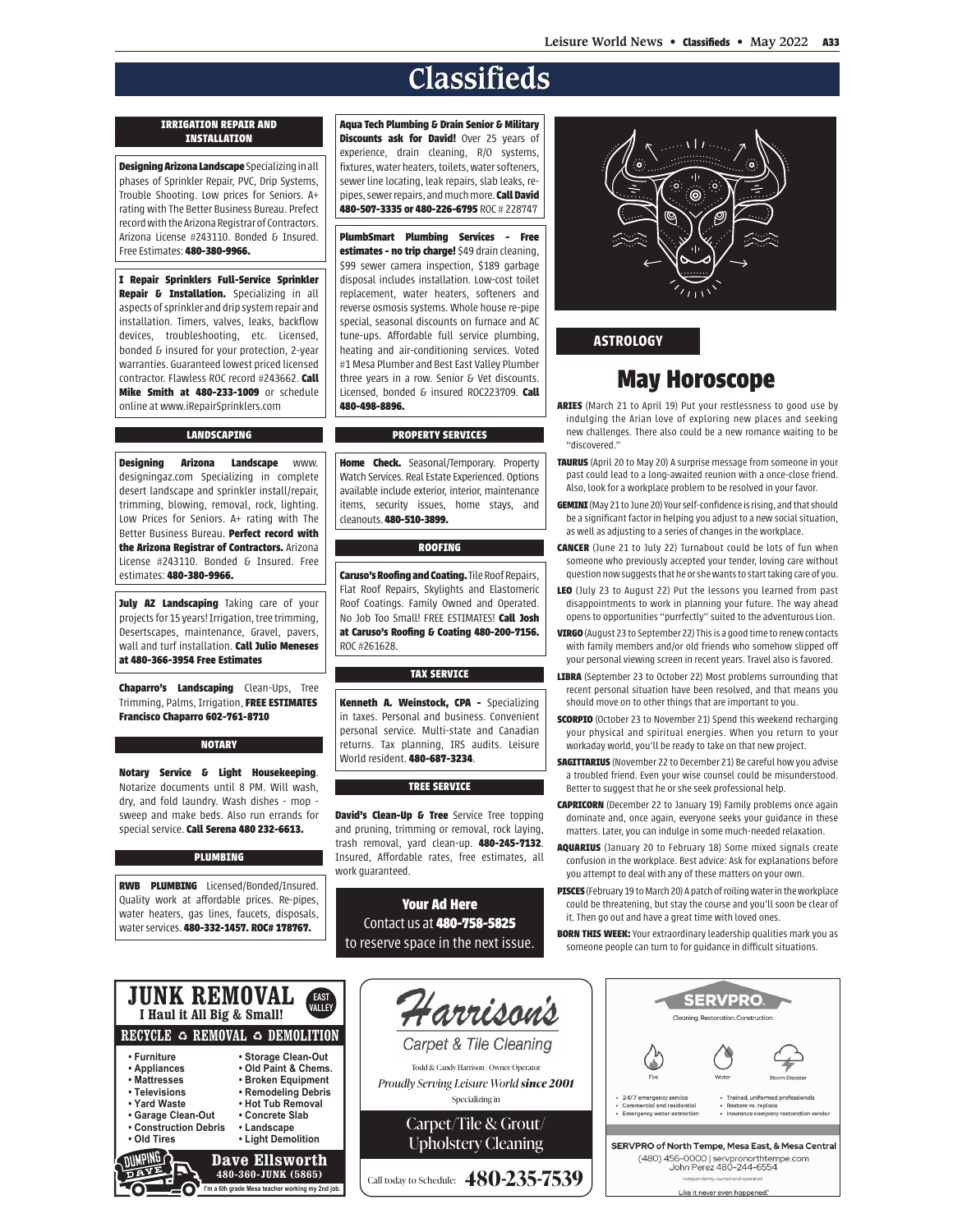# Classifieds

## IRRIGATION REPAIR AND INSTALLATION

**Designing Arizona Landscape** Specializing in all phases of Sprinkler Repair, PVC, Drip Systems, Trouble Shooting. Low prices for Seniors. A+ rating with The Better Business Bureau. Prefect record with the Arizona Registrar of Contractors. Arizona License #243110. Bonded & Insured. Free Estimates: **480-380-9966.**

**I Repair Sprinklers Full-Service Sprinkler Repair & Installation.** Specializing in all aspects of sprinkler and drip system repair and installation. Timers, valves, leaks, backflow devices, troubleshooting, etc. Licensed, bonded & insured for your protection, 2-year warranties. Guaranteed lowest priced licensed contractor. Flawless ROC record #243662. **Call Mike Smith at 480-233-1009** or schedule online at www.iRepairSprinklers.com

## LANDSCAPING

**Designing Arizona Landscape** www.designingaz.com Specializing in complete desert landscape and sprinkler install/repair, trimming, blowing, removal, rock, lighting. Low Prices for Seniors. A+ rating with The Better Business Bureau. **Perfect record with the Arizona Registrar of Contractors.** Arizona License #243110. Bonded & Insured. Free estimates: **480-380-9966.**

**July AZ Landscaping** Taking care of your projects for 15 years! Irrigation, tree trimming, Desertscapes, maintenance, Gravel, pavers, wall and turf installation. **Call Julio Meneses at 480-366-3954 Free Estimates**

**Chaparro's Landscaping** Clean-Ups, Tree Trimming, Palms, Irrigation, **FREE ESTIMATES Francisco Chaparro 602-761-8710**

## NOTARY

**Notary Service & Light Housekeeping**. Notarize documents until 8 PM. Will wash, dry, and fold laundry. Wash dishes - mop - sweep and make beds. Also run errands for special service. **Call Serena 480 232-6613.**

## PLUMBING

**RWB PLUMBING** Licensed/Bonded/Insured. Quality work at affordable prices. Re-pipes, water heaters, gas lines, faucets, disposals, water services. **480-332-1457. ROC# 178767.**

**Aqua Tech Plumbing & Drain Senior & Military Discounts ask for David!** Over 25 years of experience, drain cleaning, R/O systems, fixtures, water heaters, toilets, water softeners, sewer line locating, leak repairs, slab leaks, re-pipes, sewer repairs, and much more. **Call David 480-507-3335 or 480-226-6795** ROC # 228747

**PlumbSmart Plumbing Services - Free estimates - no trip charge!** $49 drain cleaning, $99 sewer camera inspection, $189 garbage disposal includes installation. Low-cost toilet replacement, water heaters, softeners and reverse osmosis systems. Whole house re-pipe special, seasonal discounts on furnace and AC tune-ups. Affordable full service plumbing, heating and air-conditioning services. Voted #1 Mesa Plumber and Best East Valley Plumber three years in a row. Senior & Vet discounts. Licensed, bonded & insured ROC223709. **Call 480-498-8896.**

## PROPERTY SERVICES

**Home Check.** Seasonal/Temporary. Property Watch Services. Real Estate Experienced. Options available include exterior, interior, maintenance items, security issues, home stays, and cleanouts. **480-510-3899.**

## ROOFING

**Caruso's Roofing and Coating.** Tile Roof Repairs, Flat Roof Repairs, Skylights and Elastomeric Roof Coatings. Family Owned and Operated. No Job Too Small! FREE ESTIMATES! **Call Josh at Caruso's Roofing & Coating 480-200-7156.** ROC #261628.

## TAX SERVICE

**Kenneth A. Weinstock, CPA -** Specializing in taxes. Personal and business. Convenient personal service. Multi-state and Canadian returns. Tax planning, IRS audits. Leisure World resident. **480-687-3234**.

## TREE SERVICE

**David's Clean-Up & Tree** Service Tree topping and pruning, trimming or removal, rock laying, trash removal, yard clean-up. **480-245-7132**. Insured, Affordable rates, free estimates, all work guaranteed.

**Your Ad Here**
Contact us at **480-758-5825**
to reserve space in the next issue.

## ASTROLOGY

# May Horoscope

**ARIES** (March 21 to April 19) Put your restlessness to good use by indulging the Arian love of exploring new places and seeking new challenges. There also could be a new romance waiting to be "discovered."

**TAURUS** (April 20 to May 20) A surprise message from someone in your past could lead to a long-awaited reunion with a once-close friend. Also, look for a workplace problem to be resolved in your favor.

**GEMINI** (May 21 to June 20) Your self-confidence is rising, and that should be a significant factor in helping you adjust to a new social situation, as well as adjusting to a series of changes in the workplace.

**CANCER** (June 21 to July 22) Turnabout could be lots of fun when someone who previously accepted your tender, loving care without question now suggests that he or she wants to start taking care of you.

**LEO** (July 23 to August 22) Put the lessons you learned from past disappointments to work in planning your future. The way ahead opens to opportunities "purrfectly" suited to the adventurous Lion.

**VIRGO** (August 23 to September 22) This is a good time to renew contacts with family members and/or old friends who somehow slipped off your personal viewing screen in recent years. Travel also is favored.

**LIBRA** (September 23 to October 22) Most problems surrounding that recent personal situation have been resolved, and that means you should move on to other things that are important to you.

**SCORPIO** (October 23 to November 21) Spend this weekend recharging your physical and spiritual energies. When you return to your workaday world, you'll be ready to take on that new project.

**SAGITTARIUS** (November 22 to December 21) Be careful how you advise a troubled friend. Even your wise counsel could be misunderstood. Better to suggest that he or she seek professional help.

**CAPRICORN** (December 22 to January 19) Family problems once again dominate and, once again, everyone seeks your guidance in these matters. Later, you can indulge in some much-needed relaxation.

**AQUARIUS** (January 20 to February 18) Some mixed signals create confusion in the workplace. Best advice: Ask for explanations before you attempt to deal with any of these matters on your own.

**PISCES** (February 19 to March 20) A patch of roiling water in the workplace could be threatening, but stay the course and you'll soon be clear of it. Then go out and have a great time with loved ones.

**BORN THIS WEEK:** Your extraordinary leadership qualities mark you as someone people can turn to for guidance in difficult situations.

**JUNK REMOVAL** EAST VALLEY
**I Haul it All Big & Small!**
**RECYCLE ♻ REMOVAL ♻ DEMOLITION**

- Furniture
- Appliances
- Mattresses
- Televisions
- Yard Waste
- Garage Clean-Out
- Construction Debris
- Old Tires
- Storage Clean-Out
- Old Paint & Chems.
- Broken Equipment
- Remodeling Debris
- Hot Tub Removal
- Concrete Slab
- Landscape
- Light Demolition

DUMPING DAVE
**Dave Ellsworth**
**480-360-JUNK (5865)**
I'm a 6th grade Mesa teacher working my 2nd job.

**Harrison's**
Carpet & Tile Cleaning
Todd & Candy Harrison | Owner/Operator
*Proudly Serving Leisure World **since 2001***
Specializing in
Carpet/Tile & Grout/ Upholstery Cleaning
Call today to Schedule: **480-235-7539**

**SERVPRO**
Cleaning. Restoration. Construction.
Fire | Water | Storm Disaster
- 24/7 emergency service
- Commercial and residential
- Emergency water extraction
- Trained, uniformed professionals
- Restore vs. replace
- Insurance company restoration vendor

**SERVPRO of North Tempe, Mesa East, & Mesa Central**
(480) 456-0000 | servpronorthtempe.com
John Perez 480-244-6554
Independently owned and operated
Like it never even happened.